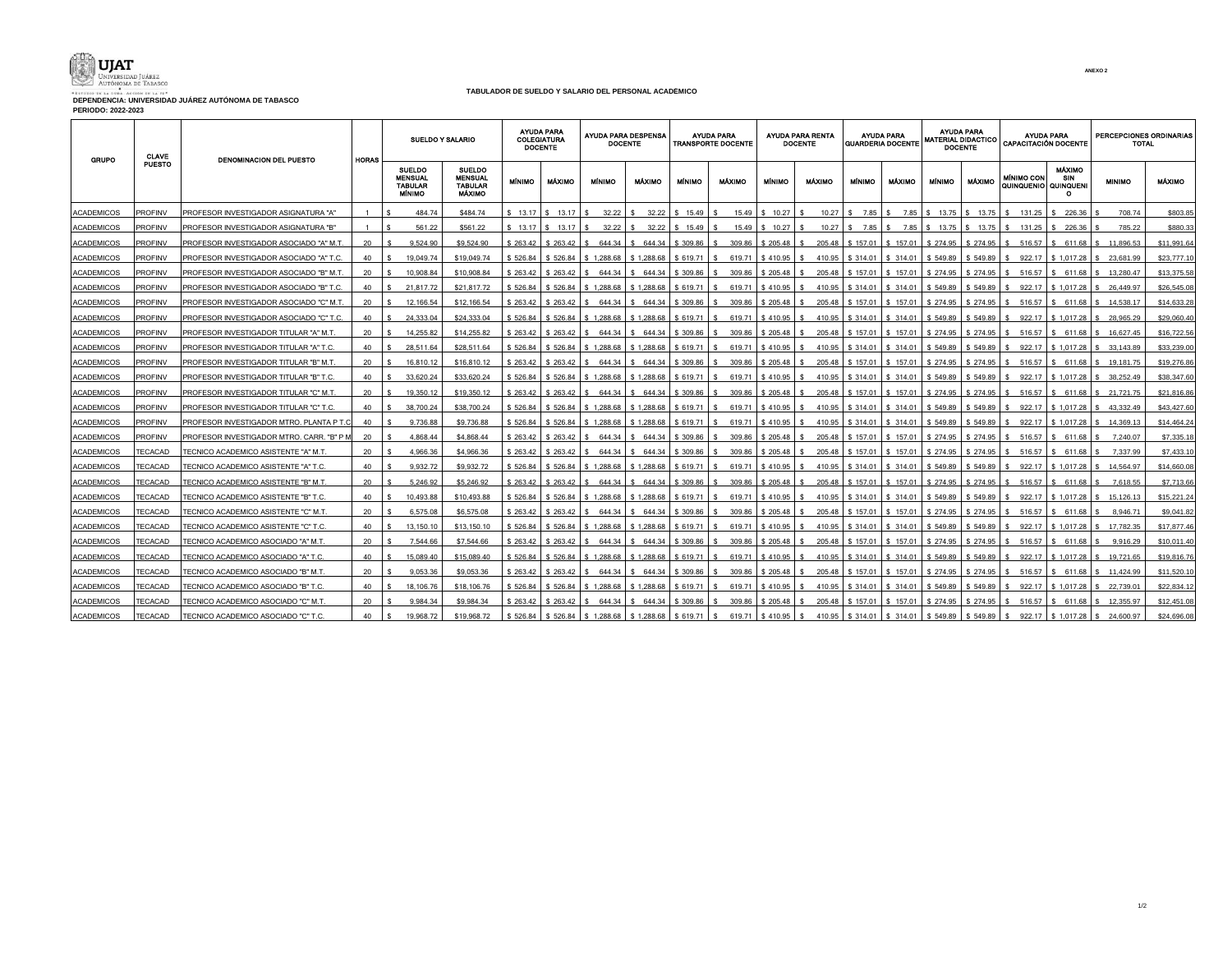ANEXO 2

UJAT
Universidad Juárez Autónoma de Tabasco

**TABULADOR DE SUELDO Y SALARIO DEL PERSONAL ACADEMICO**

**DEPENDENCIA: UNIVERSIDAD JUÁREZ AUTÓNOMA DE TABASCO**
**PERIODO: 2022-2023**

| GRUPO | CLAVE PUESTO | DENOMINACION DEL PUESTO | HORAS | SUELDO Y SALARIO | | AYUDA PARA COLEGIATURA DOCENTE | | AYUDA PARA DESPENSA DOCENTE | | AYUDA PARA TRANSPORTE DOCENTE | | AYUDA PARA RENTA DOCENTE | | AYUDA PARA GUARDERIA DOCENTE | | AYUDA PARA MATERIAL DIDACTICO DOCENTE | | AYUDA PARA CAPACITACIÓN DOCENTE | | PERCEPCIONES ORDINARIAS TOTAL | |
|---|---|---|---|---|---|---|---|---|---|---|---|---|---|---|---|---|---|---|---|---|---|
| | | | | SUELDO MENSUAL TABULAR MÍNIMO | SUELDO MENSUAL TABULAR MÁXIMO | MÍNIMO | MÁXIMO | MÍNIMO | MÁXIMO | MÍNIMO | MÁXIMO | MÍNIMO | MÁXIMO | MÍNIMO | MÁXIMO | MÍNIMO | MÁXIMO | MÍNIMO CON QUINQUENIO | MÁXIMO SIN QUINQUENIO | MINIMO | MÁXIMO |
| ACADEMICOS | PROFINV | PROFESOR INVESTIGADOR ASIGNATURA "A" | 1 | $ 484.74 | $484.74 | $ 13.17 | $ 13.17 | $ 32.22 | $ 32.22 | $ 15.49 | $ 15.49 | $ 10.27 | $ 10.27 | $ 7.85 | $ 7.85 | $ 13.75 | $ 13.75 | $ 131.25 | $ 226.36 | $ 708.74 | $803.85 |
| ACADEMICOS | PROFINV | PROFESOR INVESTIGADOR ASIGNATURA "B" | 1 | $ 561.22 | $561.22 | $ 13.17 | $ 13.17 | $ 32.22 | $ 32.22 | $ 15.49 | $ 15.49 | $ 10.27 | $ 10.27 | $ 7.85 | $ 7.85 | $ 13.75 | $ 13.75 | $ 131.25 | $ 226.36 | $ 785.22 | $880.33 |
| ACADEMICOS | PROFINV | PROFESOR INVESTIGADOR ASOCIADO "A" M.T. | 20 | $ 9,524.90 | $9,524.90 | $ 263.42 | $ 263.42 | $ 644.34 | $ 644.34 | $ 309.86 | $ 309.86 | $ 205.48 | $ 205.48 | $ 157.01 | $ 157.01 | $ 274.95 | $ 274.95 | $ 516.57 | $ 611.68 | $ 11,896.53 | $11,991.64 |
| ACADEMICOS | PROFINV | PROFESOR INVESTIGADOR ASOCIADO "A" T.C. | 40 | $ 19,049.74 | $19,049.74 | $ 526.84 | $ 526.84 | $ 1,288.68 | $ 1,288.68 | $ 619.71 | $ 619.71 | $ 410.95 | $ 410.95 | $ 314.01 | $ 314.01 | $ 549.89 | $ 549.89 | $ 922.17 | $ 1,017.28 | $ 23,681.99 | $23,777.10 |
| ACADEMICOS | PROFINV | PROFESOR INVESTIGADOR ASOCIADO "B" M.T. | 20 | $ 10,908.84 | $10,908.84 | $ 263.42 | $ 263.42 | $ 644.34 | $ 644.34 | $ 309.86 | $ 309.86 | $ 205.48 | $ 205.48 | $ 157.01 | $ 157.01 | $ 274.95 | $ 274.95 | $ 516.57 | $ 611.68 | $ 13,280.47 | $13,375.58 |
| ACADEMICOS | PROFINV | PROFESOR INVESTIGADOR ASOCIADO "B" T.C. | 40 | $ 21,817.72 | $21,817.72 | $ 526.84 | $ 526.84 | $ 1,288.68 | $ 1,288.68 | $ 619.71 | $ 619.71 | $ 410.95 | $ 410.95 | $ 314.01 | $ 314.01 | $ 549.89 | $ 549.89 | $ 922.17 | $ 1,017.28 | $ 26,449.97 | $26,545.08 |
| ACADEMICOS | PROFINV | PROFESOR INVESTIGADOR ASOCIADO "C" M.T. | 20 | $ 12,166.54 | $12,166.54 | $ 263.42 | $ 263.42 | $ 644.34 | $ 644.34 | $ 309.86 | $ 309.86 | $ 205.48 | $ 205.48 | $ 157.01 | $ 157.01 | $ 274.95 | $ 274.95 | $ 516.57 | $ 611.68 | $ 14,538.17 | $14,633.28 |
| ACADEMICOS | PROFINV | PROFESOR INVESTIGADOR ASOCIADO "C" T.C. | 40 | $ 24,333.04 | $24,333.04 | $ 526.84 | $ 526.84 | $ 1,288.68 | $ 1,288.68 | $ 619.71 | $ 619.71 | $ 410.95 | $ 410.95 | $ 314.01 | $ 314.01 | $ 549.89 | $ 549.89 | $ 922.17 | $ 1,017.28 | $ 28,965.29 | $29,060.40 |
| ACADEMICOS | PROFINV | PROFESOR INVESTIGADOR TITULAR "A" M.T. | 20 | $ 14,255.82 | $14,255.82 | $ 263.42 | $ 263.42 | $ 644.34 | $ 644.34 | $ 309.86 | $ 309.86 | $ 205.48 | $ 205.48 | $ 157.01 | $ 157.01 | $ 274.95 | $ 274.95 | $ 516.57 | $ 611.68 | $ 16,627.45 | $16,722.56 |
| ACADEMICOS | PROFINV | PROFESOR INVESTIGADOR TITULAR "A" T.C. | 40 | $ 28,511.64 | $28,511.64 | $ 526.84 | $ 526.84 | $ 1,288.68 | $ 1,288.68 | $ 619.71 | $ 619.71 | $ 410.95 | $ 410.95 | $ 314.01 | $ 314.01 | $ 549.89 | $ 549.89 | $ 922.17 | $ 1,017.28 | $ 33,143.89 | $33,239.00 |
| ACADEMICOS | PROFINV | PROFESOR INVESTIGADOR TITULAR "B" M.T. | 20 | $ 16,810.12 | $16,810.12 | $ 263.42 | $ 263.42 | $ 644.34 | $ 644.34 | $ 309.86 | $ 309.86 | $ 205.48 | $ 205.48 | $ 157.01 | $ 157.01 | $ 274.95 | $ 274.95 | $ 516.57 | $ 611.68 | $ 19,181.75 | $19,276.86 |
| ACADEMICOS | PROFINV | PROFESOR INVESTIGADOR TITULAR "B" T.C. | 40 | $ 33,620.24 | $33,620.24 | $ 526.84 | $ 526.84 | $ 1,288.68 | $ 1,288.68 | $ 619.71 | $ 619.71 | $ 410.95 | $ 410.95 | $ 314.01 | $ 314.01 | $ 549.89 | $ 549.89 | $ 922.17 | $ 1,017.28 | $ 38,252.49 | $38,347.60 |
| ACADEMICOS | PROFINV | PROFESOR INVESTIGADOR TITULAR "C" M.T. | 20 | $ 19,350.12 | $19,350.12 | $ 263.42 | $ 263.42 | $ 644.34 | $ 644.34 | $ 309.86 | $ 309.86 | $ 205.48 | $ 205.48 | $ 157.01 | $ 157.01 | $ 274.95 | $ 274.95 | $ 516.57 | $ 611.68 | $ 21,721.75 | $21,816.86 |
| ACADEMICOS | PROFINV | PROFESOR INVESTIGADOR TITULAR "C" T.C. | 40 | $ 38,700.24 | $38,700.24 | $ 526.84 | $ 526.84 | $ 1,288.68 | $ 1,288.68 | $ 619.71 | $ 619.71 | $ 410.95 | $ 410.95 | $ 314.01 | $ 314.01 | $ 549.89 | $ 549.89 | $ 922.17 | $ 1,017.28 | $ 43,332.49 | $43,427.60 |
| ACADEMICOS | PROFINV | PROFESOR INVESTIGADOR MTRO. PLANTA P T.C | 40 | $ 9,736.88 | $9,736.88 | $ 526.84 | $ 526.84 | $ 1,288.68 | $ 1,288.68 | $ 619.71 | $ 619.71 | $ 410.95 | $ 410.95 | $ 314.01 | $ 314.01 | $ 549.89 | $ 549.89 | $ 922.17 | $ 1,017.28 | $ 14,369.13 | $14,464.24 |
| ACADEMICOS | PROFINV | PROFESOR INVESTIGADOR MTRO. CARR. "B" P M | 20 | $ 4,868.44 | $4,868.44 | $ 263.42 | $ 263.42 | $ 644.34 | $ 644.34 | $ 309.86 | $ 309.86 | $ 205.48 | $ 205.48 | $ 157.01 | $ 157.01 | $ 274.95 | $ 274.95 | $ 516.57 | $ 611.68 | $ 7,240.07 | $7,335.18 |
| ACADEMICOS | TECACAD | TECNICO ACADEMICO ASISTENTE "A" M.T. | 20 | $ 4,966.36 | $4,966.36 | $ 263.42 | $ 263.42 | $ 644.34 | $ 644.34 | $ 309.86 | $ 309.86 | $ 205.48 | $ 205.48 | $ 157.01 | $ 157.01 | $ 274.95 | $ 274.95 | $ 516.57 | $ 611.68 | $ 7,337.99 | $7,433.10 |
| ACADEMICOS | TECACAD | TECNICO ACADEMICO ASISTENTE "A" T.C. | 40 | $ 9,932.72 | $9,932.72 | $ 526.84 | $ 526.84 | $ 1,288.68 | $ 1,288.68 | $ 619.71 | $ 619.71 | $ 410.95 | $ 410.95 | $ 314.01 | $ 314.01 | $ 549.89 | $ 549.89 | $ 922.17 | $ 1,017.28 | $ 14,564.97 | $14,660.08 |
| ACADEMICOS | TECACAD | TECNICO ACADEMICO ASISTENTE "B" M.T. | 20 | $ 5,246.92 | $5,246.92 | $ 263.42 | $ 263.42 | $ 644.34 | $ 644.34 | $ 309.86 | $ 309.86 | $ 205.48 | $ 205.48 | $ 157.01 | $ 157.01 | $ 274.95 | $ 274.95 | $ 516.57 | $ 611.68 | $ 7,618.55 | $7,713.66 |
| ACADEMICOS | TECACAD | TECNICO ACADEMICO ASISTENTE "B" T.C. | 40 | $ 10,493.88 | $10,493.88 | $ 526.84 | $ 526.84 | $ 1,288.68 | $ 1,288.68 | $ 619.71 | $ 619.71 | $ 410.95 | $ 410.95 | $ 314.01 | $ 314.01 | $ 549.89 | $ 549.89 | $ 922.17 | $ 1,017.28 | $ 15,126.13 | $15,221.24 |
| ACADEMICOS | TECACAD | TECNICO ACADEMICO ASISTENTE "C" M.T. | 20 | $ 6,575.08 | $6,575.08 | $ 263.42 | $ 263.42 | $ 644.34 | $ 644.34 | $ 309.86 | $ 309.86 | $ 205.48 | $ 205.48 | $ 157.01 | $ 157.01 | $ 274.95 | $ 274.95 | $ 516.57 | $ 611.68 | $ 8,946.71 | $9,041.82 |
| ACADEMICOS | TECACAD | TECNICO ACADEMICO ASISTENTE "C" T.C. | 40 | $ 13,150.10 | $13,150.10 | $ 526.84 | $ 526.84 | $ 1,288.68 | $ 1,288.68 | $ 619.71 | $ 619.71 | $ 410.95 | $ 410.95 | $ 314.01 | $ 314.01 | $ 549.89 | $ 549.89 | $ 922.17 | $ 1,017.28 | $ 17,782.35 | $17,877.46 |
| ACADEMICOS | TECACAD | TECNICO ACADEMICO ASOCIADO "A" M.T. | 20 | $ 7,544.66 | $7,544.66 | $ 263.42 | $ 263.42 | $ 644.34 | $ 644.34 | $ 309.86 | $ 309.86 | $ 205.48 | $ 205.48 | $ 157.01 | $ 157.01 | $ 274.95 | $ 274.95 | $ 516.57 | $ 611.68 | $ 9,916.29 | $10,011.40 |
| ACADEMICOS | TECACAD | TECNICO ACADEMICO ASOCIADO "A" T.C. | 40 | $ 15,089.40 | $15,089.40 | $ 526.84 | $ 526.84 | $ 1,288.68 | $ 1,288.68 | $ 619.71 | $ 619.71 | $ 410.95 | $ 410.95 | $ 314.01 | $ 314.01 | $ 549.89 | $ 549.89 | $ 922.17 | $ 1,017.28 | $ 19,721.65 | $19,816.76 |
| ACADEMICOS | TECACAD | TECNICO ACADEMICO ASOCIADO "B" M.T. | 20 | $ 9,053.36 | $9,053.36 | $ 263.42 | $ 263.42 | $ 644.34 | $ 644.34 | $ 309.86 | $ 309.86 | $ 205.48 | $ 205.48 | $ 157.01 | $ 157.01 | $ 274.95 | $ 274.95 | $ 516.57 | $ 611.68 | $ 11,424.99 | $11,520.10 |
| ACADEMICOS | TECACAD | TECNICO ACADEMICO ASOCIADO "B" T.C. | 40 | $ 18,106.76 | $18,106.76 | $ 526.84 | $ 526.84 | $ 1,288.68 | $ 1,288.68 | $ 619.71 | $ 619.71 | $ 410.95 | $ 410.95 | $ 314.01 | $ 314.01 | $ 549.89 | $ 549.89 | $ 922.17 | $ 1,017.28 | $ 22,739.01 | $22,834.12 |
| ACADEMICOS | TECACAD | TECNICO ACADEMICO ASOCIADO "C" M.T. | 20 | $ 9,984.34 | $9,984.34 | $ 263.42 | $ 263.42 | $ 644.34 | $ 644.34 | $ 309.86 | $ 309.86 | $ 205.48 | $ 205.48 | $ 157.01 | $ 157.01 | $ 274.95 | $ 274.95 | $ 516.57 | $ 611.68 | $ 12,355.97 | $12,451.08 |
| ACADEMICOS | TECACAD | TECNICO ACADEMICO ASOCIADO "C" T.C. | 40 | $ 19,968.72 | $19,968.72 | $ 526.84 | $ 526.84 | $ 1,288.68 | $ 1,288.68 | $ 619.71 | $ 619.71 | $ 410.95 | $ 410.95 | $ 314.01 | $ 314.01 | $ 549.89 | $ 549.89 | $ 922.17 | $ 1,017.28 | $ 24,600.97 | $24,696.08 |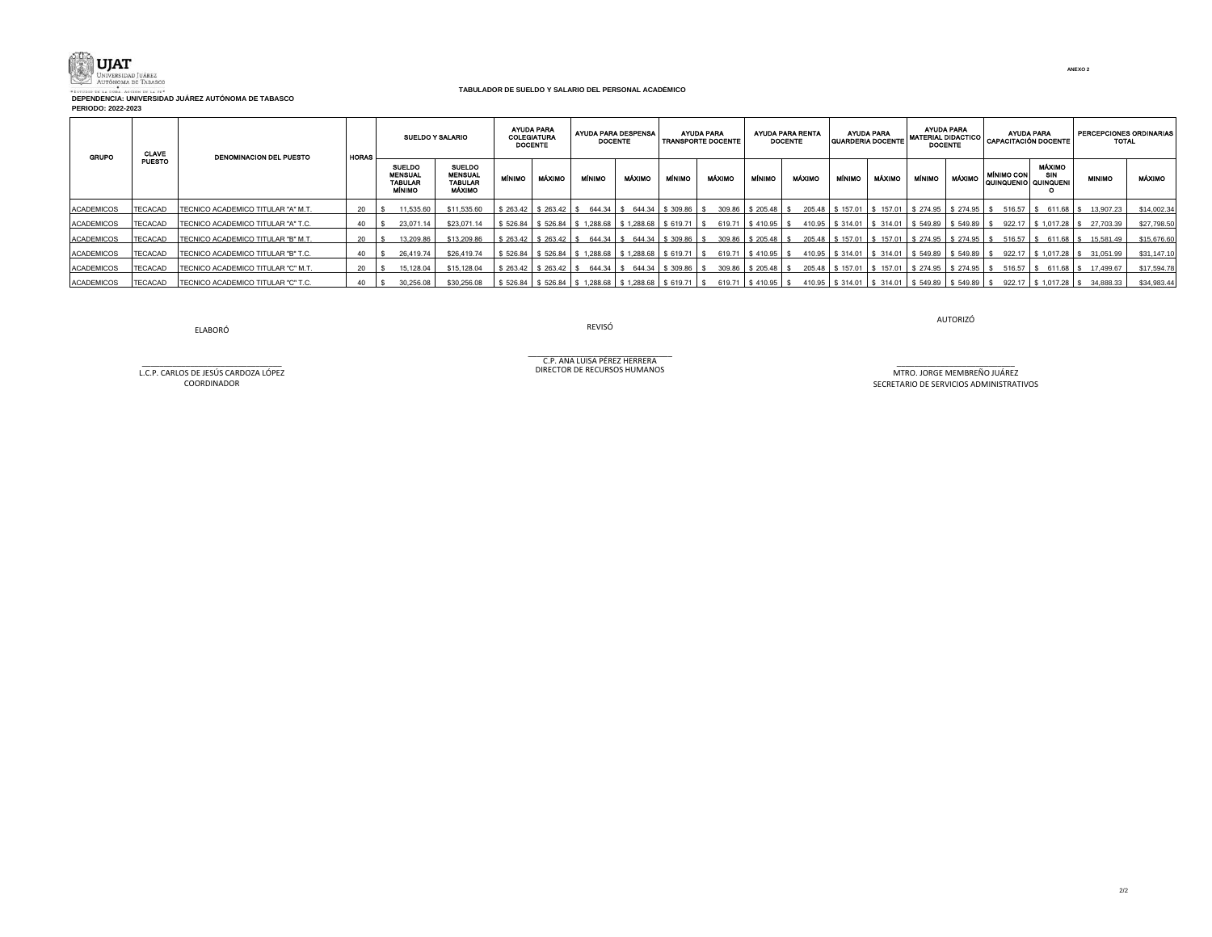ANEXO 2

UJAT Universidad Juárez Autónoma de Tabasco

### TABULADOR DE SUELDO Y SALARIO DEL PERSONAL ACADEMICO

**DEPENDENCIA: UNIVERSIDAD JUÁREZ AUTÓNOMA DE TABASCO**

**PERIODO: 2022-2023**

| GRUPO | CLAVE PUESTO | DENOMINACION DEL PUESTO | HORAS | SUELDO Y SALARIO | | AYUDA PARA COLEGIATURA DOCENTE | | AYUDA PARA DESPENSA DOCENTE | | AYUDA PARA TRANSPORTE DOCENTE | | AYUDA PARA RENTA DOCENTE | | AYUDA PARA GUARDERIA DOCENTE | | AYUDA PARA MATERIAL DIDACTICO DOCENTE | | AYUDA PARA CAPACITACIÓN DOCENTE | | PERCEPCIONES ORDINARIAS TOTAL | |
|---|---|---|---|---|---|---|---|---|---|---|---|---|---|---|---|---|---|---|---|---|---|
| | | | | SUELDO MENSUAL TABULAR MÍNIMO | SUELDO MENSUAL TABULAR MÁXIMO | MÍNIMO | MÁXIMO | MÍNIMO | MÁXIMO | MÍNIMO | MÁXIMO | MÍNIMO | MÁXIMO | MÍNIMO | MÁXIMO | MÍNIMO | MÁXIMO | MÍNIMO CON QUINQUENIO | MÁXIMO SIN QUINQUENIO | MINIMO | MÁXIMO |
| ACADEMICOS | TECACAD | TECNICO ACADEMICO TITULAR "A" M.T. | 20 | $ 11,535.60 | $11,535.60 | $ 263.42 | $ 263.42 | $ 644.34 | $ 644.34 | $ 309.86 | $ 309.86 | $ 205.48 | $ 205.48 | $ 157.01 | $ 157.01 | $ 274.95 | $ 274.95 | $ 516.57 | $ 611.68 | $ 13,907.23 | $14,002.34 |
| ACADEMICOS | TECACAD | TECNICO ACADEMICO TITULAR "A" T.C. | 40 | $ 23,071.14 | $23,071.14 | $ 526.84 | $ 526.84 | $ 1,288.68 | $ 1,288.68 | $ 619.71 | $ 619.71 | $ 410.95 | $ 410.95 | $ 314.01 | $ 314.01 | $ 549.89 | $ 549.89 | $ 922.17 | $ 1,017.28 | $ 27,703.39 | $27,798.50 |
| ACADEMICOS | TECACAD | TECNICO ACADEMICO TITULAR "B" M.T. | 20 | $ 13,209.86 | $13,209.86 | $ 263.42 | $ 263.42 | $ 644.34 | $ 644.34 | $ 309.86 | $ 309.86 | $ 205.48 | $ 205.48 | $ 157.01 | $ 157.01 | $ 274.95 | $ 274.95 | $ 516.57 | $ 611.68 | $ 15,581.49 | $15,676.60 |
| ACADEMICOS | TECACAD | TECNICO ACADEMICO TITULAR "B" T.C. | 40 | $ 26,419.74 | $26,419.74 | $ 526.84 | $ 526.84 | $ 1,288.68 | $ 1,288.68 | $ 619.71 | $ 619.71 | $ 410.95 | $ 410.95 | $ 314.01 | $ 314.01 | $ 549.89 | $ 549.89 | $ 922.17 | $ 1,017.28 | $ 31,051.99 | $31,147.10 |
| ACADEMICOS | TECACAD | TECNICO ACADEMICO TITULAR "C" M.T. | 20 | $ 15,128.04 | $15,128.04 | $ 263.42 | $ 263.42 | $ 644.34 | $ 644.34 | $ 309.86 | $ 309.86 | $ 205.48 | $ 205.48 | $ 157.01 | $ 157.01 | $ 274.95 | $ 274.95 | $ 516.57 | $ 611.68 | $ 17,499.67 | $17,594.78 |
| ACADEMICOS | TECACAD | TECNICO ACADEMICO TITULAR "C" T.C. | 40 | $ 30,256.08 | $30,256.08 | $ 526.84 | $ 526.84 | $ 1,288.68 | $ 1,288.68 | $ 619.71 | $ 619.71 | $ 410.95 | $ 410.95 | $ 314.01 | $ 314.01 | $ 549.89 | $ 549.89 | $ 922.17 | $ 1,017.28 | $ 34,888.33 | $34,983.44 |

ELABORÓ

L.C.P. CARLOS DE JESÚS CARDOZA LÓPEZ
COORDINADOR

REVISÓ

C.P. ANA LUISA PÉREZ HERRERA
DIRECTOR DE RECURSOS HUMANOS

AUTORIZÓ

MTRO. JORGE MEMBREÑO JUÁREZ
SECRETARIO DE SERVICIOS ADMINISTRATIVOS